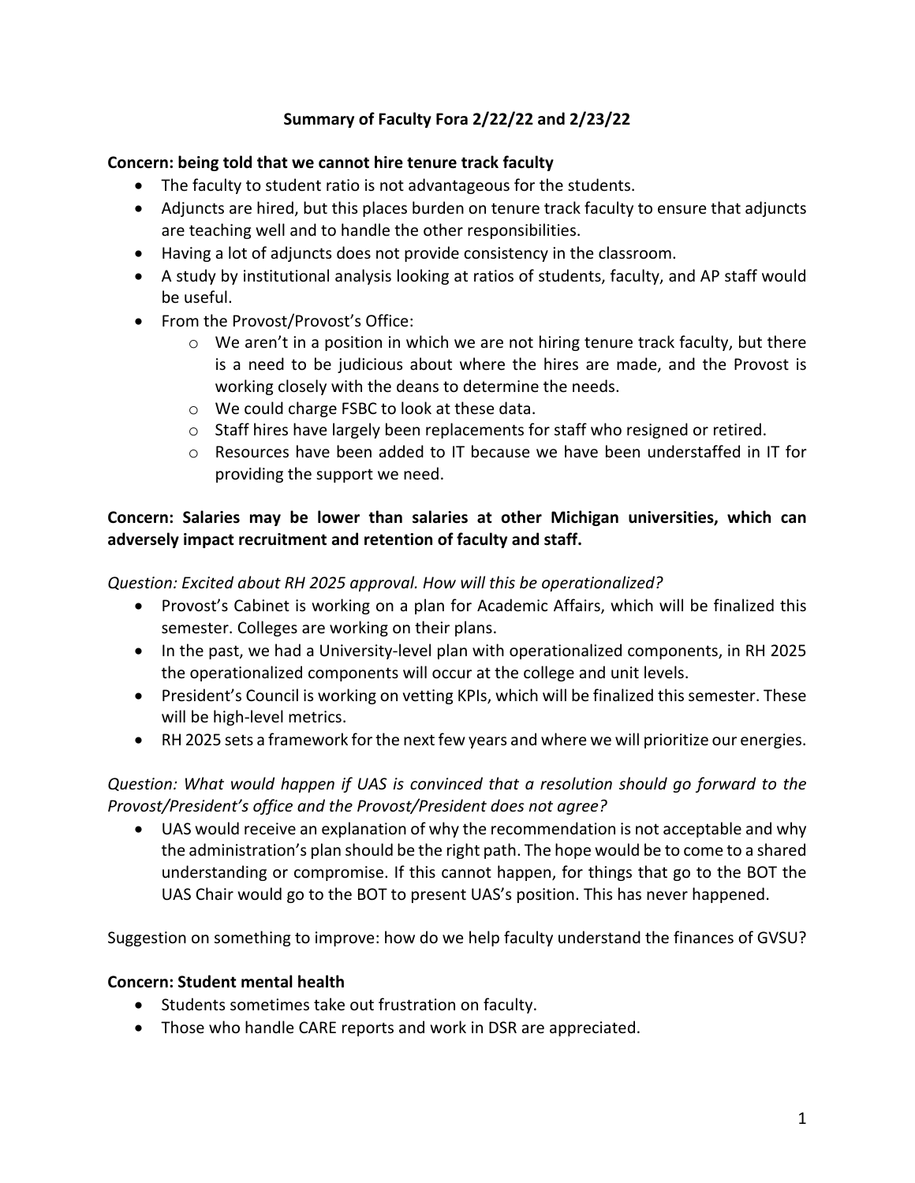# Summary of Faculty Fora 2/22/22 and 2/23/22

**Concern: being told that we cannot hire tenure track faculty**

- The faculty to student ratio is not advantageous for the students.
- Adjuncts are hired, but this places burden on tenure track faculty to ensure that adjuncts are teaching well and to handle the other responsibilities.
- Having a lot of adjuncts does not provide consistency in the classroom.
- A study by institutional analysis looking at ratios of students, faculty, and AP staff would be useful.
- From the Provost/Provost's Office:
  - We aren't in a position in which we are not hiring tenure track faculty, but there is a need to be judicious about where the hires are made, and the Provost is working closely with the deans to determine the needs.
  - We could charge FSBC to look at these data.
  - Staff hires have largely been replacements for staff who resigned or retired.
  - Resources have been added to IT because we have been understaffed in IT for providing the support we need.

**Concern: Salaries may be lower than salaries at other Michigan universities, which can adversely impact recruitment and retention of faculty and staff.**

*Question: Excited about RH 2025 approval. How will this be operationalized?*

- Provost's Cabinet is working on a plan for Academic Affairs, which will be finalized this semester. Colleges are working on their plans.
- In the past, we had a University-level plan with operationalized components, in RH 2025 the operationalized components will occur at the college and unit levels.
- President's Council is working on vetting KPIs, which will be finalized this semester. These will be high-level metrics.
- RH 2025 sets a framework for the next few years and where we will prioritize our energies.

*Question: What would happen if UAS is convinced that a resolution should go forward to the Provost/President's office and the Provost/President does not agree?*

- UAS would receive an explanation of why the recommendation is not acceptable and why the administration's plan should be the right path. The hope would be to come to a shared understanding or compromise. If this cannot happen, for things that go to the BOT the UAS Chair would go to the BOT to present UAS's position. This has never happened.

Suggestion on something to improve: how do we help faculty understand the finances of GVSU?

**Concern: Student mental health**

- Students sometimes take out frustration on faculty.
- Those who handle CARE reports and work in DSR are appreciated.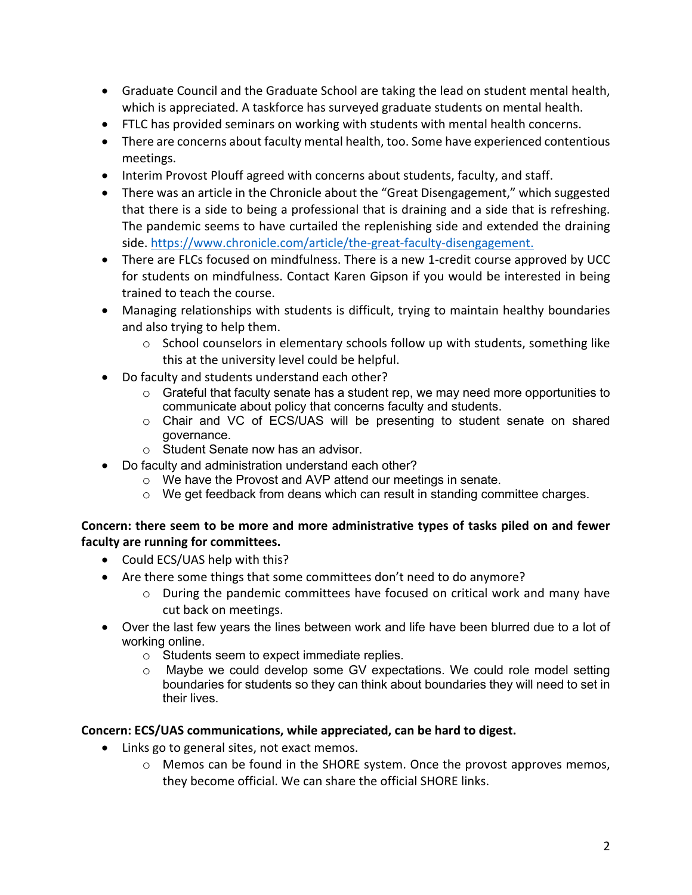- Graduate Council and the Graduate School are taking the lead on student mental health, which is appreciated. A taskforce has surveyed graduate students on mental health.
- FTLC has provided seminars on working with students with mental health concerns.
- There are concerns about faculty mental health, too. Some have experienced contentious meetings.
- Interim Provost Plouff agreed with concerns about students, faculty, and staff.
- There was an article in the Chronicle about the "Great Disengagement," which suggested that there is a side to being a professional that is draining and a side that is refreshing. The pandemic seems to have curtailed the replenishing side and extended the draining side. [https://www.chronicle.com/article/the-great-faculty-disengagement.](https://www.chronicle.com/article/the-great-faculty-disengagement)
- There are FLCs focused on mindfulness. There is a new 1-credit course approved by UCC for students on mindfulness. Contact Karen Gipson if you would be interested in being trained to teach the course.
- Managing relationships with students is difficult, trying to maintain healthy boundaries and also trying to help them.
    - School counselors in elementary schools follow up with students, something like this at the university level could be helpful.
- Do faculty and students understand each other?
    - Grateful that faculty senate has a student rep, we may need more opportunities to communicate about policy that concerns faculty and students.
    - Chair and VC of ECS/UAS will be presenting to student senate on shared governance.
    - Student Senate now has an advisor.
- Do faculty and administration understand each other?
    - We have the Provost and AVP attend our meetings in senate.
    - We get feedback from deans which can result in standing committee charges.

**Concern: there seem to be more and more administrative types of tasks piled on and fewer faculty are running for committees.**

- Could ECS/UAS help with this?
- Are there some things that some committees don't need to do anymore?
    - During the pandemic committees have focused on critical work and many have cut back on meetings.
- Over the last few years the lines between work and life have been blurred due to a lot of working online.
    - Students seem to expect immediate replies.
    - Maybe we could develop some GV expectations. We could role model setting boundaries for students so they can think about boundaries they will need to set in their lives.

**Concern: ECS/UAS communications, while appreciated, can be hard to digest.**

- Links go to general sites, not exact memos.
    - Memos can be found in the SHORE system. Once the provost approves memos, they become official. We can share the official SHORE links.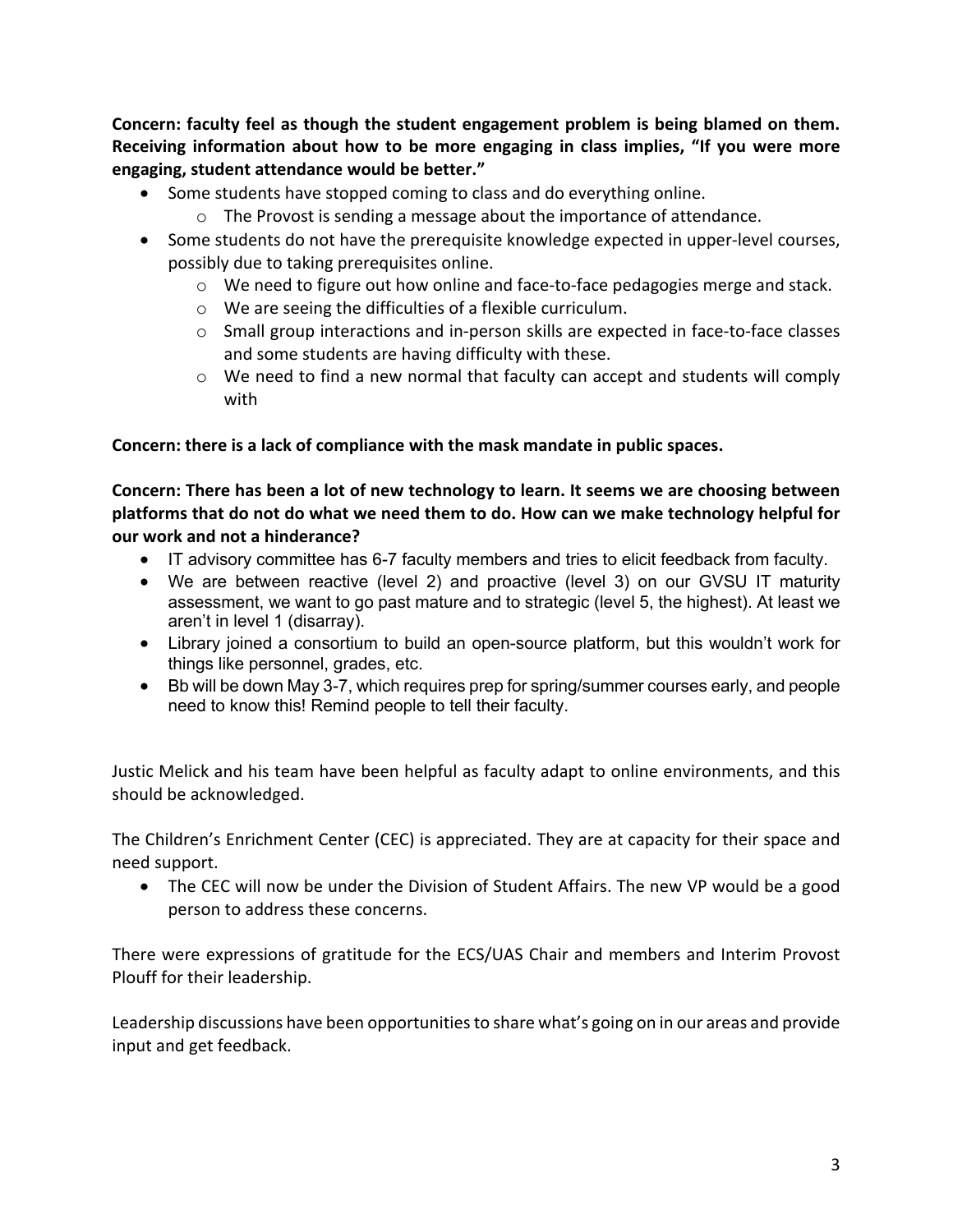**Concern: faculty feel as though the student engagement problem is being blamed on them. Receiving information about how to be more engaging in class implies, "If you were more engaging, student attendance would be better."**

- Some students have stopped coming to class and do everything online.
  - The Provost is sending a message about the importance of attendance.
- Some students do not have the prerequisite knowledge expected in upper-level courses, possibly due to taking prerequisites online.
  - We need to figure out how online and face-to-face pedagogies merge and stack.
  - We are seeing the difficulties of a flexible curriculum.
  - Small group interactions and in-person skills are expected in face-to-face classes and some students are having difficulty with these.
  - We need to find a new normal that faculty can accept and students will comply with

**Concern: there is a lack of compliance with the mask mandate in public spaces.**

**Concern: There has been a lot of new technology to learn. It seems we are choosing between platforms that do not do what we need them to do. How can we make technology helpful for our work and not a hinderance?**

- IT advisory committee has 6-7 faculty members and tries to elicit feedback from faculty.
- We are between reactive (level 2) and proactive (level 3) on our GVSU IT maturity assessment, we want to go past mature and to strategic (level 5, the highest). At least we aren't in level 1 (disarray).
- Library joined a consortium to build an open-source platform, but this wouldn't work for things like personnel, grades, etc.
- Bb will be down May 3-7, which requires prep for spring/summer courses early, and people need to know this! Remind people to tell their faculty.

Justic Melick and his team have been helpful as faculty adapt to online environments, and this should be acknowledged.

The Children's Enrichment Center (CEC) is appreciated. They are at capacity for their space and need support.

- The CEC will now be under the Division of Student Affairs. The new VP would be a good person to address these concerns.

There were expressions of gratitude for the ECS/UAS Chair and members and Interim Provost Plouff for their leadership.

Leadership discussions have been opportunities to share what's going on in our areas and provide input and get feedback.